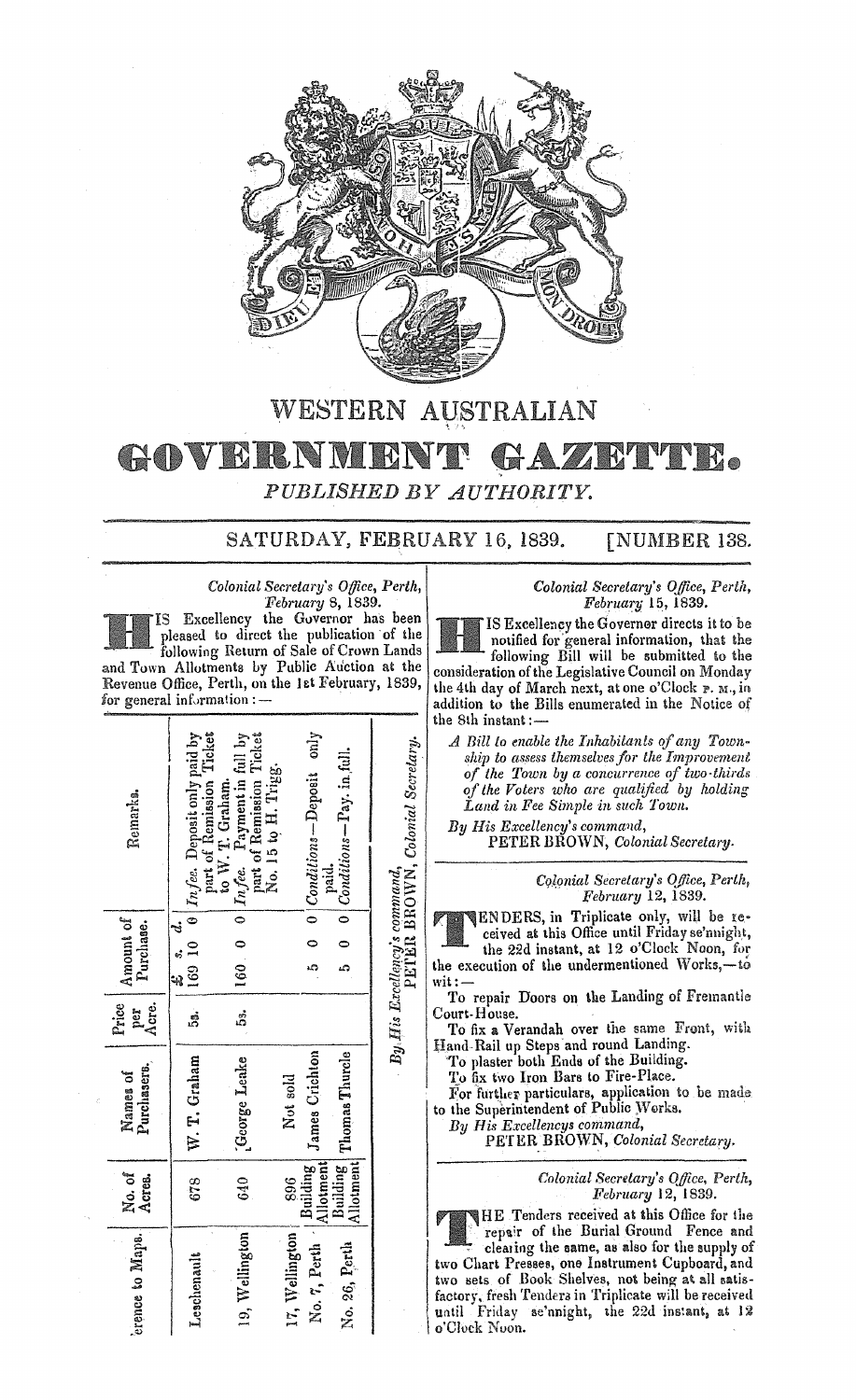# WESTERN AUSTRALIAN

# GOVERNMENT GAZETTE.

*PUBLISHED BY AUTHORITY.*

SATURDAY, FEBRUARY 16, 1839. [NUMBER 138.

*Colonial Secretary's Office, Perth, February* 8, 1839.

HIS Excellency the Governor has been pleased to direct the publication of the following Return of Sale of Crown Lands and Town Allotments by Public Auction at the Revenue Office, Perth, on the 1st February, 1839, for general information:—

| Reference to Maps. | No. of Acres. | Names of Purchasers. | Price per Acre. | Amount of Purchase. | Remarks. |
|---|---|---|---|---|---|
| Leschenault | 678 | W. T. Graham | 5s. | £169 10s. 0d. | *In fee.* Deposit only paid by part of Remission Ticket to W. T. Graham. |
| 19, Wellington | 640 | George Leake | 5s. | 160 0 0 | *In fee.* Payment in full by part of Remission Ticket No. 15 to H. Trigg. |
| 17, Wellington | 896 | Not sold | | | |
| No. 7, Perth | Building Allotment | James Crichton | | 5 0 0 | *Conditions*—Deposit only paid. |
| No. 26, Perth | Building Allotment | Thomas Thurcle | | 5 0 0 | *Conditions*—Pay. in full. |

*By His Excellency's command,*
PETER BROWN, *Colonial Secretary.*

---

*Colonial Secretary's Office, Perth, February* 15, 1839.

HIS Excellency the Governer directs it to be notified for general information, that the following Bill will be submitted to the consideration of the Legislative Council on Monday the 4th day of March next, at one o'Clock P. M., in addition to the Bills enumerated in the Notice of the 8th instant:—

*A Bill to enable the Inhabitants of any Township to assess themselves for the Improvement of the Town by a concurrence of two-thirds of the Voters who are qualified by holding Land in Fee Simple in such Town.*

*By His Excellency's command,*
PETER BROWN, *Colonial Secretary.*

---

*Colonial Secretary's Office, Perth, February* 12, 1839.

TENDERS, in Triplicate only, will be received at this Office until Friday se'nnight, the 22d instant, at 12 o'Clock Noon, for the execution of the undermentioned Works,—to wit:—

To repair Doors on the Landing of Fremantle Court-House.

To fix a Verandah over the same Front, with Hand-Rail up Steps and round Landing.

To plaster both Ends of the Building.

To fix two Iron Bars to Fire-Place.

For further particulars, application to be made to the Superintendent of Public Works.

*By His Excellencys command,*
PETER BROWN, *Colonial Secretary.*

---

*Colonial Secretary's Office, Perth, February* 12, 1839.

THE Tenders received at this Office for the repair of the Burial Ground Fence and clearing the same, as also for the supply of two Chart Presses, one Instrument Cupboard, and two sets of Book Shelves, not being at all satisfactory, fresh Tenders in Triplicate will be received until Friday se'nnight, the 22d instant, at 12 o'Clock Noon.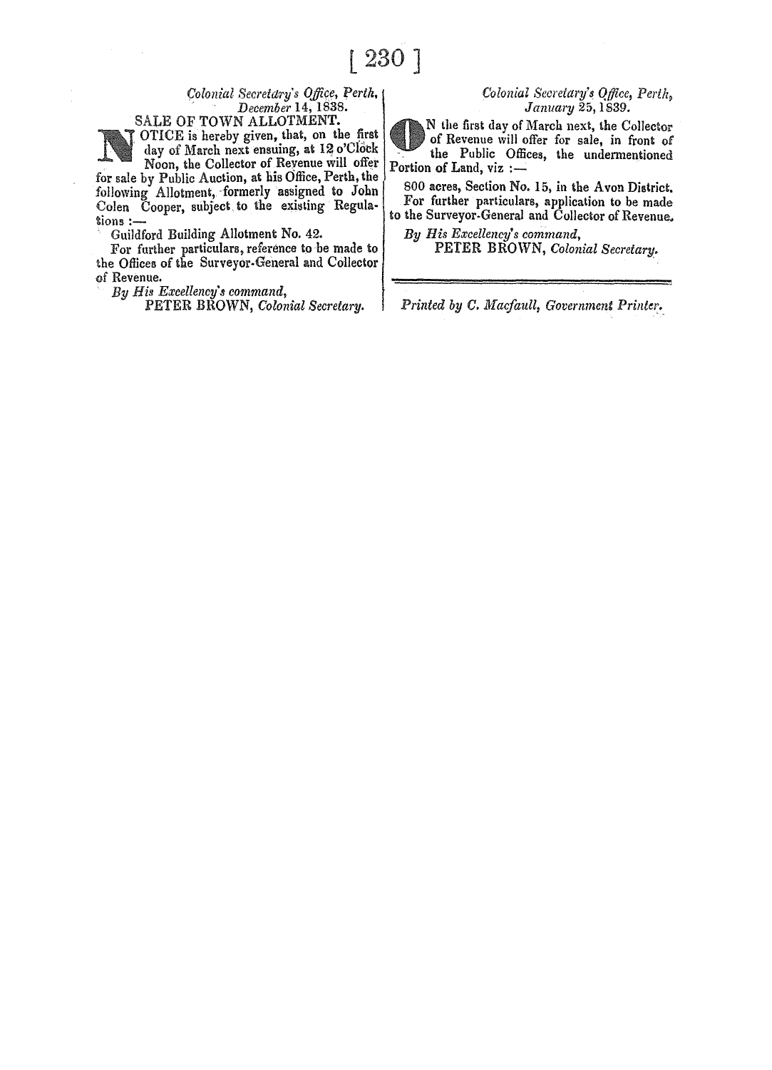*Colonial Secretary's Office, Perth,*
*December* 14, 1838.

## SALE OF TOWN ALLOTMENT.

NOTICE is hereby given, that, on the first day of March next ensuing, at 12 o'Clock Noon, the Collector of Revenue will offer for sale by Public Auction, at his Office, Perth, the following Allotment, formerly assigned to John Colen Cooper, subject to the existing Regulations :—

Guildford Building Allotment No. 42.

For further particulars, reference to be made to the Offices of the Surveyor-General and Collector of Revenue.

*By His Excellency's command,*
PETER BROWN, *Colonial Secretary.*

---

*Colonial Secretary's Office, Perth,*
*January* 25, 1839.

ON the first day of March next, the Collector of Revenue will offer for sale, in front of the Public Offices, the undermentioned Portion of Land, viz :—

800 acres, Section No. 15, in the Avon District.

For further particulars, application to be made to the Surveyor-General and Collector of Revenue.

*By His Excellency's command,*
PETER BROWN, *Colonial Secretary.*

---

*Printed by C. Macfaull, Government Printer.*